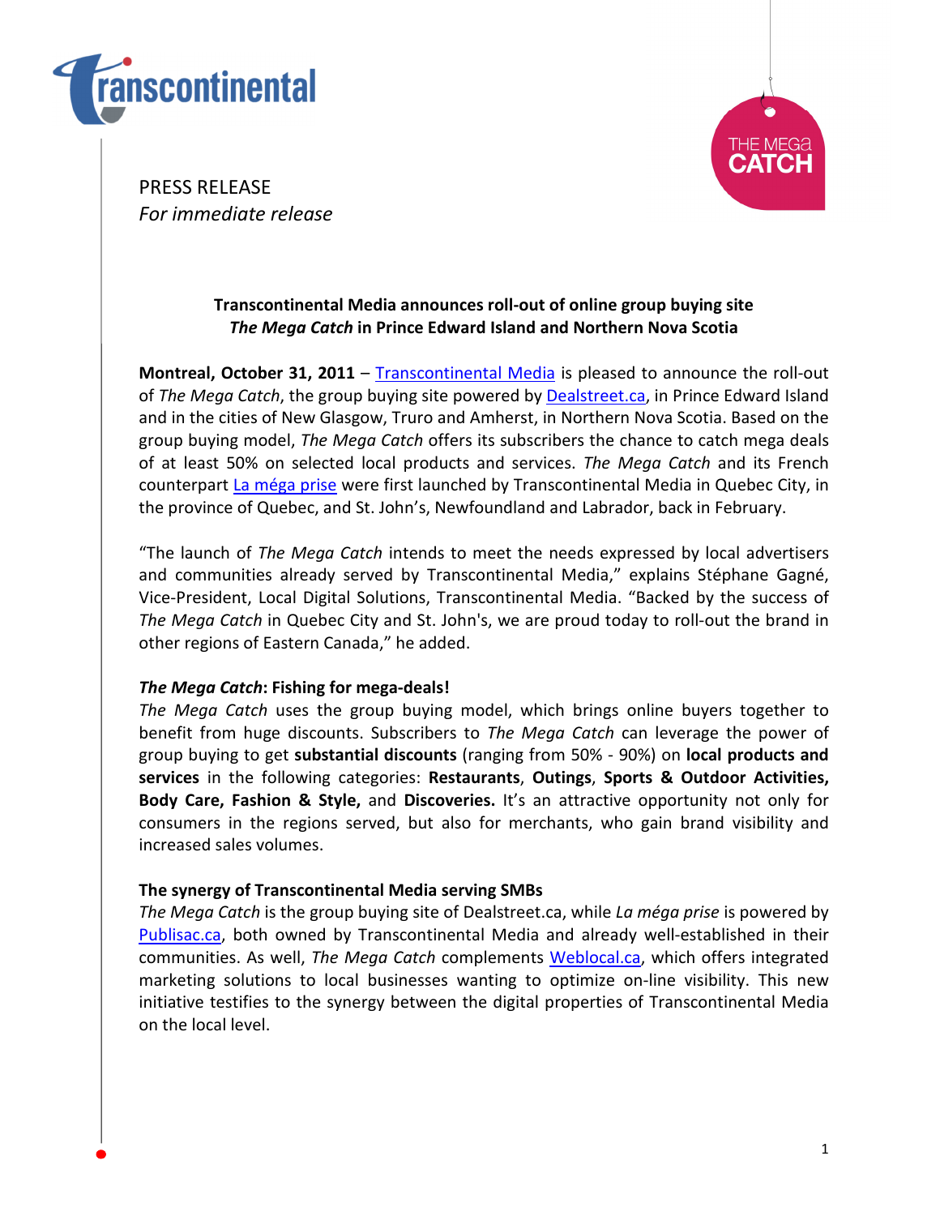PRESS RELEASE
*For immediate release*

**Transcontinental Media announces roll-out of online group buying site *The Mega Catch* in Prince Edward Island and Northern Nova Scotia**

**Montreal, October 31, 2011** – Transcontinental Media is pleased to announce the roll-out of *The Mega Catch*, the group buying site powered by Dealstreet.ca, in Prince Edward Island and in the cities of New Glasgow, Truro and Amherst, in Northern Nova Scotia. Based on the group buying model, *The Mega Catch* offers its subscribers the chance to catch mega deals of at least 50% on selected local products and services. *The Mega Catch* and its French counterpart La méga prise were first launched by Transcontinental Media in Quebec City, in the province of Quebec, and St. John's, Newfoundland and Labrador, back in February.

"The launch of *The Mega Catch* intends to meet the needs expressed by local advertisers and communities already served by Transcontinental Media," explains Stéphane Gagné, Vice-President, Local Digital Solutions, Transcontinental Media. "Backed by the success of *The Mega Catch* in Quebec City and St. John's, we are proud today to roll-out the brand in other regions of Eastern Canada," he added.

### *The Mega Catch*: Fishing for mega-deals!

*The Mega Catch* uses the group buying model, which brings online buyers together to benefit from huge discounts. Subscribers to *The Mega Catch* can leverage the power of group buying to get **substantial discounts** (ranging from 50% - 90%) on **local products and services** in the following categories: **Restaurants**, **Outings**, **Sports & Outdoor Activities, Body Care, Fashion & Style,** and **Discoveries.** It's an attractive opportunity not only for consumers in the regions served, but also for merchants, who gain brand visibility and increased sales volumes.

### The synergy of Transcontinental Media serving SMBs

*The Mega Catch* is the group buying site of Dealstreet.ca, while *La méga prise* is powered by Publisac.ca, both owned by Transcontinental Media and already well-established in their communities. As well, *The Mega Catch* complements Weblocal.ca, which offers integrated marketing solutions to local businesses wanting to optimize on-line visibility. This new initiative testifies to the synergy between the digital properties of Transcontinental Media on the local level.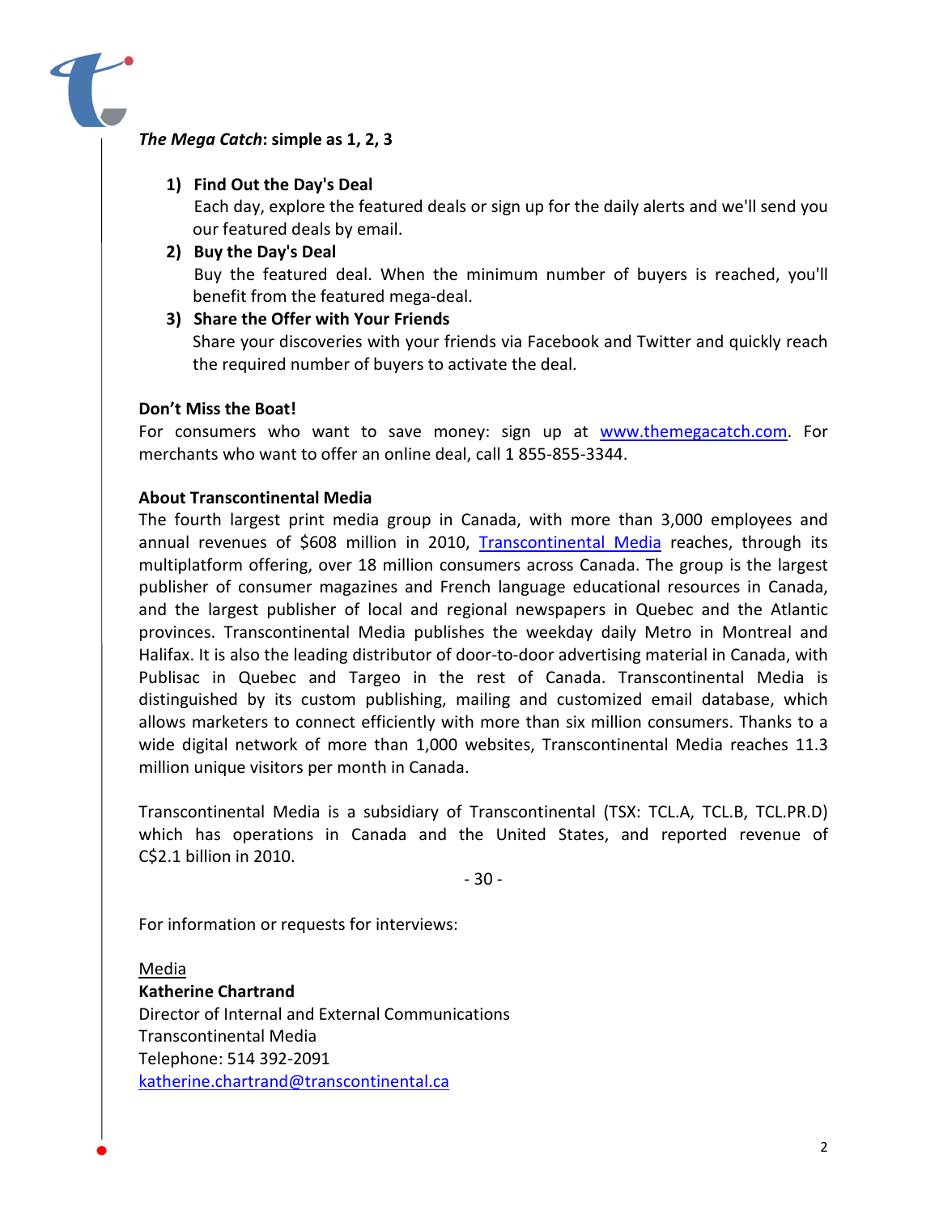***The Mega Catch*: simple as 1, 2, 3**

1) **Find Out the Day's Deal**
   Each day, explore the featured deals or sign up for the daily alerts and we'll send you our featured deals by email.
2) **Buy the Day's Deal**
   Buy the featured deal. When the minimum number of buyers is reached, you'll benefit from the featured mega-deal.
3) **Share the Offer with Your Friends**
   Share your discoveries with your friends via Facebook and Twitter and quickly reach the required number of buyers to activate the deal.

**Don't Miss the Boat!**
For consumers who want to save money: sign up at www.themegacatch.com. For merchants who want to offer an online deal, call 1 855-855-3344.

**About Transcontinental Media**
The fourth largest print media group in Canada, with more than 3,000 employees and annual revenues of $608 million in 2010, Transcontinental Media reaches, through its multiplatform offering, over 18 million consumers across Canada. The group is the largest publisher of consumer magazines and French language educational resources in Canada, and the largest publisher of local and regional newspapers in Quebec and the Atlantic provinces. Transcontinental Media publishes the weekday daily Metro in Montreal and Halifax. It is also the leading distributor of door-to-door advertising material in Canada, with Publisac in Quebec and Targeo in the rest of Canada. Transcontinental Media is distinguished by its custom publishing, mailing and customized email database, which allows marketers to connect efficiently with more than six million consumers. Thanks to a wide digital network of more than 1,000 websites, Transcontinental Media reaches 11.3 million unique visitors per month in Canada.

Transcontinental Media is a subsidiary of Transcontinental (TSX: TCL.A, TCL.B, TCL.PR.D) which has operations in Canada and the United States, and reported revenue of C$2.1 billion in 2010.

- 30 -

For information or requests for interviews:

Media
**Katherine Chartrand**
Director of Internal and External Communications
Transcontinental Media
Telephone: 514 392-2091
katherine.chartrand@transcontinental.ca